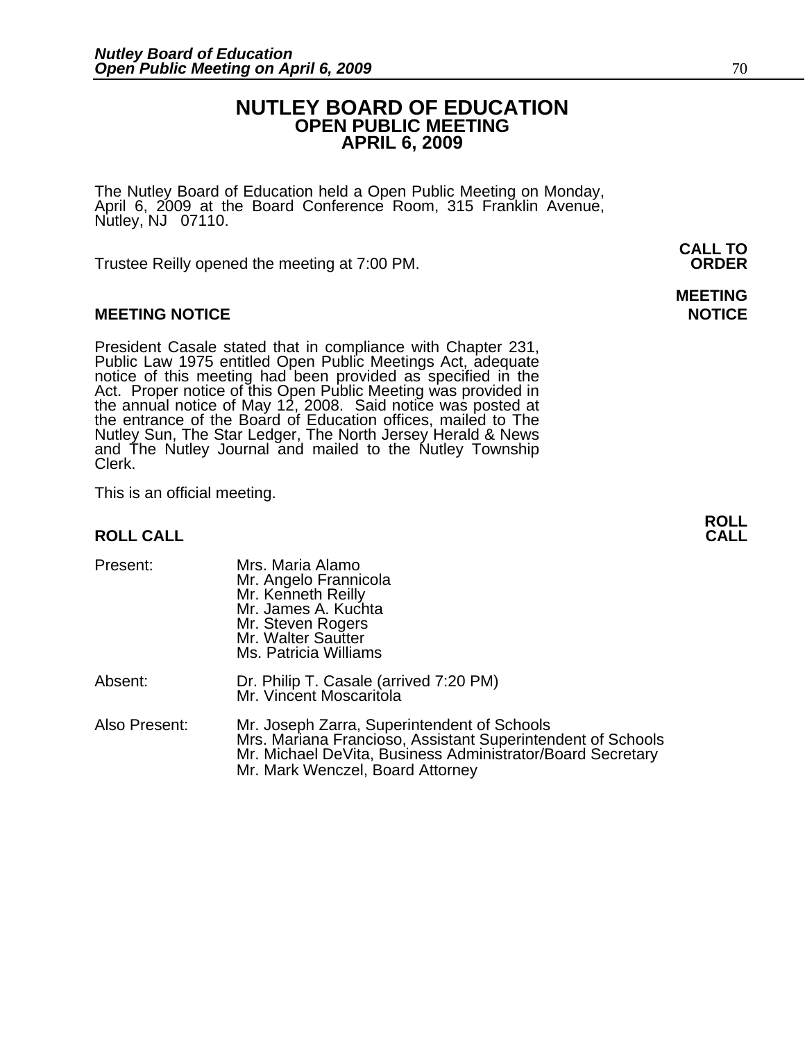# NUTLEY BOARD OF EDUCATION
## OPEN PUBLIC MEETING
## APRIL 6, 2009

The Nutley Board of Education held a Open Public Meeting on Monday, April 6, 2009 at the Board Conference Room, 315 Franklin Avenue, Nutley, NJ 07110.

**CALL TO ORDER**

Trustee Reilly opened the meeting at 7:00 PM.

**MEETING NOTICE**

President Casale stated that in compliance with Chapter 231, Public Law 1975 entitled Open Public Meetings Act, adequate notice of this meeting had been provided as specified in the Act. Proper notice of this Open Public Meeting was provided in the annual notice of May 12, 2008. Said notice was posted at the entrance of the Board of Education offices, mailed to The Nutley Sun, The Star Ledger, The North Jersey Herald & News and The Nutley Journal and mailed to the Nutley Township Clerk.

This is an official meeting.

**ROLL CALL**

Present:
Mrs. Maria Alamo
Mr. Angelo Frannicola
Mr. Kenneth Reilly
Mr. James A. Kuchta
Mr. Steven Rogers
Mr. Walter Sautter
Ms. Patricia Williams

Absent:
Dr. Philip T. Casale (arrived 7:20 PM)
Mr. Vincent Moscaritola

Also Present:
Mr. Joseph Zarra, Superintendent of Schools
Mrs. Mariana Francioso, Assistant Superintendent of Schools
Mr. Michael DeVita, Business Administrator/Board Secretary
Mr. Mark Wenczel, Board Attorney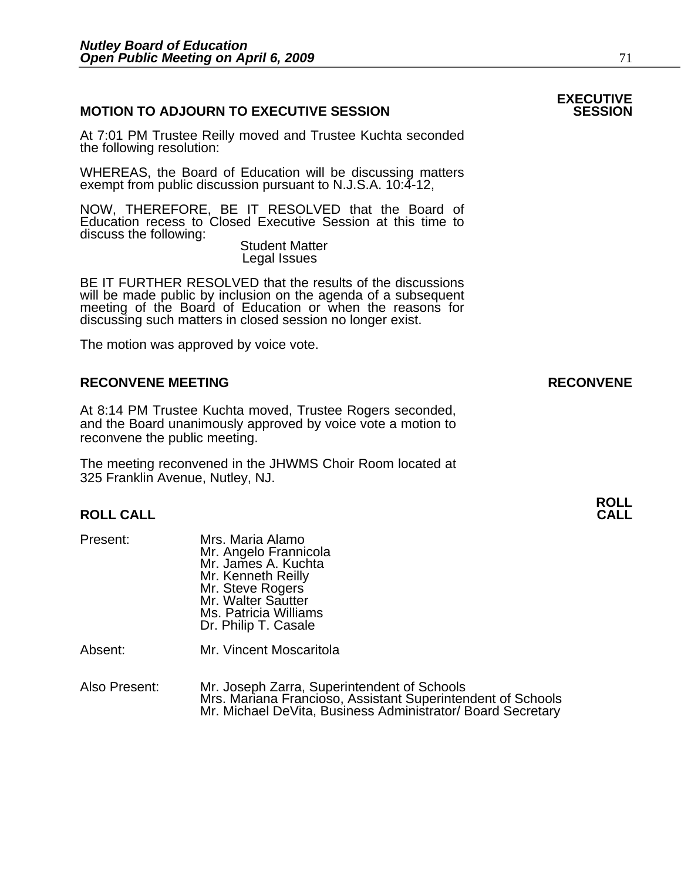## MOTION TO ADJOURN TO EXECUTIVE SESSION

**EXECUTIVE SESSION**

At 7:01 PM Trustee Reilly moved and Trustee Kuchta seconded the following resolution:

WHEREAS, the Board of Education will be discussing matters exempt from public discussion pursuant to N.J.S.A. 10:4-12,

NOW, THEREFORE, BE IT RESOLVED that the Board of Education recess to Closed Executive Session at this time to discuss the following:

Student Matter
Legal Issues

BE IT FURTHER RESOLVED that the results of the discussions will be made public by inclusion on the agenda of a subsequent meeting of the Board of Education or when the reasons for discussing such matters in closed session no longer exist.

The motion was approved by voice vote.

## RECONVENE MEETING

**RECONVENE**

At 8:14 PM Trustee Kuchta moved, Trustee Rogers seconded, and the Board unanimously approved by voice vote a motion to reconvene the public meeting.

The meeting reconvened in the JHWMS Choir Room located at 325 Franklin Avenue, Nutley, NJ.

## ROLL CALL

**ROLL CALL**

Present:
Mrs. Maria Alamo
Mr. Angelo Frannicola
Mr. James A. Kuchta
Mr. Kenneth Reilly
Mr. Steve Rogers
Mr. Walter Sautter
Ms. Patricia Williams
Dr. Philip T. Casale

Absent:
Mr. Vincent Moscaritola

Also Present:
Mr. Joseph Zarra, Superintendent of Schools
Mrs. Mariana Francioso, Assistant Superintendent of Schools
Mr. Michael DeVita, Business Administrator/ Board Secretary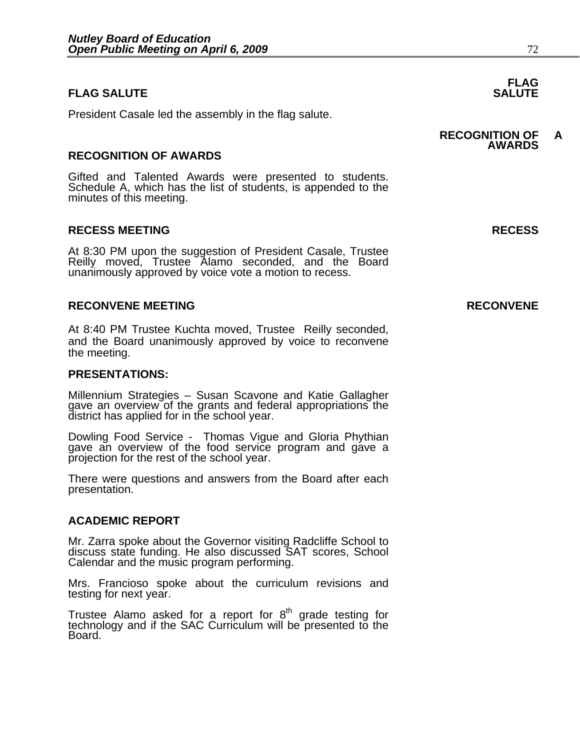**FLAG SALUTE**

President Casale led the assembly in the flag salute.

**RECOGNITION OF AWARDS**

Gifted and Talented Awards were presented to students. Schedule A, which has the list of students, is appended to the minutes of this meeting.

**RECESS MEETING**

At 8:30 PM upon the suggestion of President Casale, Trustee Reilly moved, Trustee Alamo seconded, and the Board unanimously approved by voice vote a motion to recess.

**RECONVENE MEETING**

At 8:40 PM Trustee Kuchta moved, Trustee Reilly seconded, and the Board unanimously approved by voice to reconvene the meeting.

**PRESENTATIONS:**

Millennium Strategies – Susan Scavone and Katie Gallagher gave an overview of the grants and federal appropriations the district has applied for in the school year.

Dowling Food Service - Thomas Vigue and Gloria Phythian gave an overview of the food service program and gave a projection for the rest of the school year.

There were questions and answers from the Board after each presentation.

**ACADEMIC REPORT**

Mr. Zarra spoke about the Governor visiting Radcliffe School to discuss state funding. He also discussed SAT scores, School Calendar and the music program performing.

Mrs. Francioso spoke about the curriculum revisions and testing for next year.

Trustee Alamo asked for a report for 8th grade testing for technology and if the SAC Curriculum will be presented to the Board.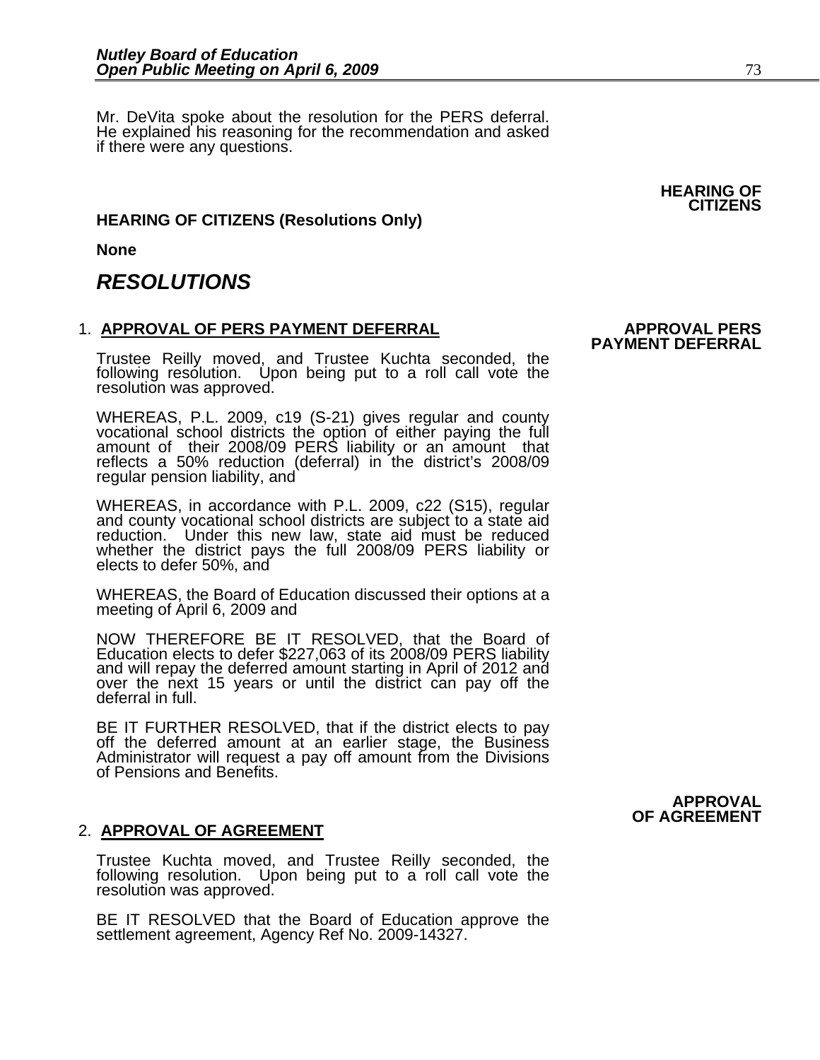Mr. DeVita spoke about the resolution for the PERS deferral. He explained his reasoning for the recommendation and asked if there were any questions.

**HEARING OF CITIZENS**

**HEARING OF CITIZENS (Resolutions Only)**

**None**

## *RESOLUTIONS*

1. **APPROVAL OF PERS PAYMENT DEFERRAL**

**APPROVAL PERS PAYMENT DEFERRAL**

Trustee Reilly moved, and Trustee Kuchta seconded, the following resolution. Upon being put to a roll call vote the resolution was approved.

WHEREAS, P.L. 2009, c19 (S-21) gives regular and county vocational school districts the option of either paying the full amount of their 2008/09 PERS liability or an amount that reflects a 50% reduction (deferral) in the district's 2008/09 regular pension liability, and

WHEREAS, in accordance with P.L. 2009, c22 (S15), regular and county vocational school districts are subject to a state aid reduction. Under this new law, state aid must be reduced whether the district pays the full 2008/09 PERS liability or elects to defer 50%, and

WHEREAS, the Board of Education discussed their options at a meeting of April 6, 2009 and

NOW THEREFORE BE IT RESOLVED, that the Board of Education elects to defer $227,063 of its 2008/09 PERS liability and will repay the deferred amount starting in April of 2012 and over the next 15 years or until the district can pay off the deferral in full.

BE IT FURTHER RESOLVED, that if the district elects to pay off the deferred amount at an earlier stage, the Business Administrator will request a pay off amount from the Divisions of Pensions and Benefits.

**APPROVAL OF AGREEMENT**

2. **APPROVAL OF AGREEMENT**

Trustee Kuchta moved, and Trustee Reilly seconded, the following resolution. Upon being put to a roll call vote the resolution was approved.

BE IT RESOLVED that the Board of Education approve the settlement agreement, Agency Ref No. 2009-14327.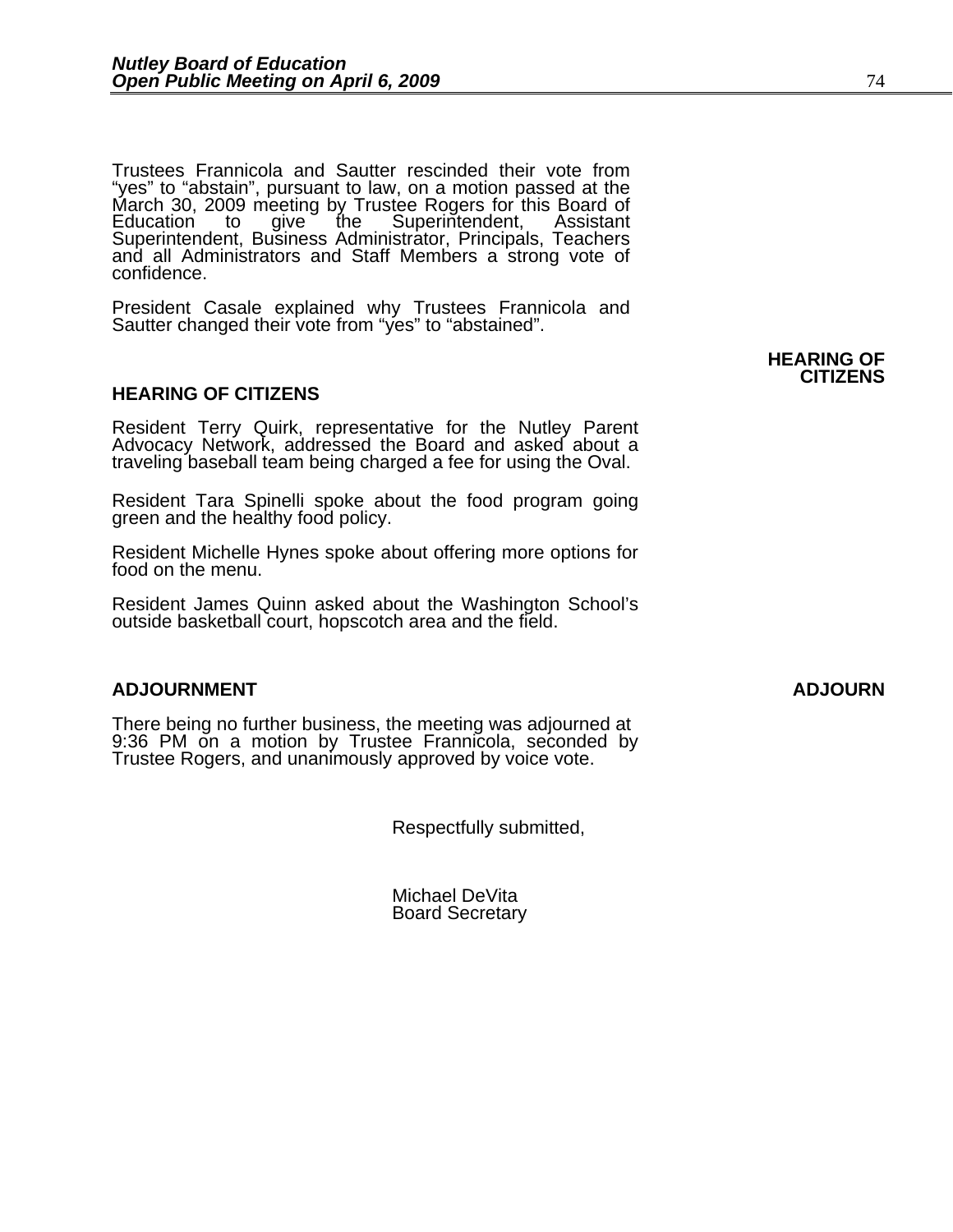Trustees Frannicola and Sautter rescinded their vote from "yes" to "abstain", pursuant to law, on a motion passed at the March 30, 2009 meeting by Trustee Rogers for this Board of Education to give the Superintendent, Assistant Superintendent, Business Administrator, Principals, Teachers and all Administrators and Staff Members a strong vote of confidence.

President Casale explained why Trustees Frannicola and Sautter changed their vote from "yes" to "abstained".

**HEARING OF CITIZENS**

## HEARING OF CITIZENS

Resident Terry Quirk, representative for the Nutley Parent Advocacy Network, addressed the Board and asked about a traveling baseball team being charged a fee for using the Oval.

Resident Tara Spinelli spoke about the food program going green and the healthy food policy.

Resident Michelle Hynes spoke about offering more options for food on the menu.

Resident James Quinn asked about the Washington School's outside basketball court, hopscotch area and the field.

## ADJOURNMENT

**ADJOURN**

There being no further business, the meeting was adjourned at 9:36 PM on a motion by Trustee Frannicola, seconded by Trustee Rogers, and unanimously approved by voice vote.

Respectfully submitted,

Michael DeVita
Board Secretary